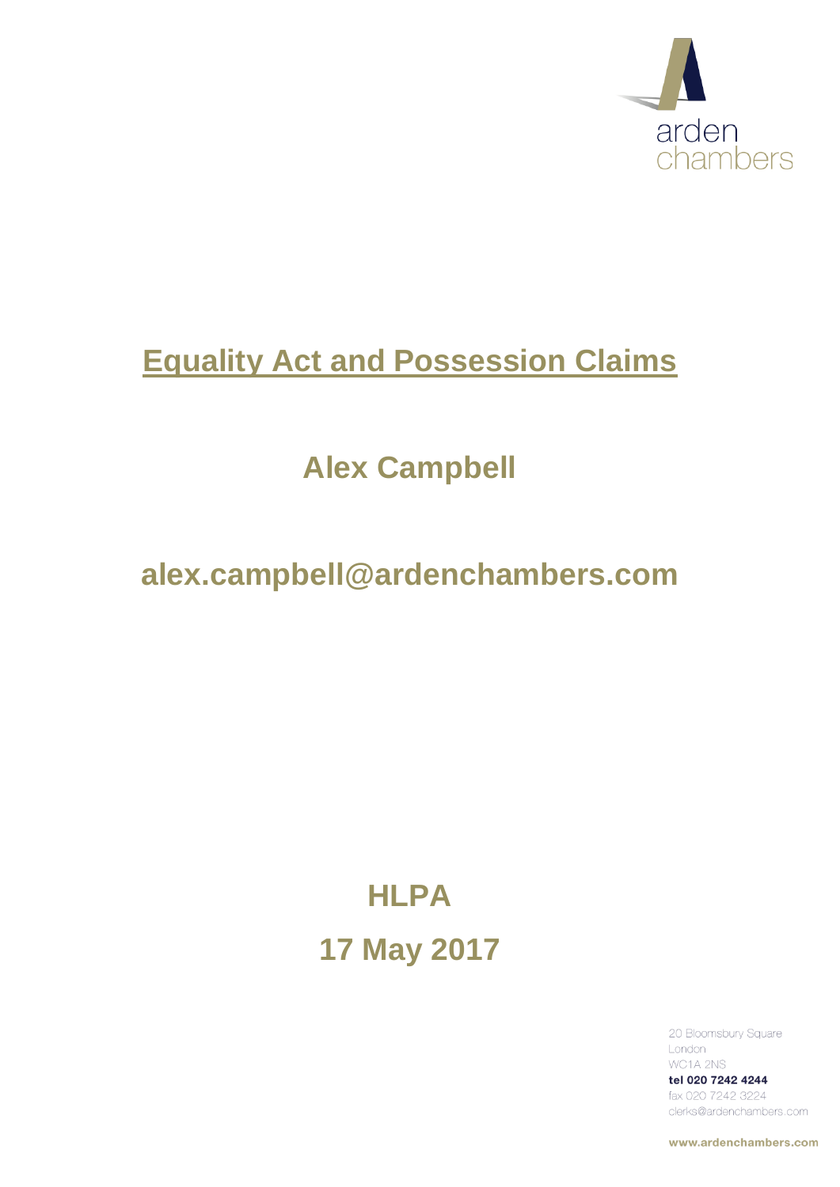arden
chambers

# Equality Act and Possession Claims

## Alex Campbell

## alex.campbell@ardenchambers.com

## HLPA

## 17 May 2017

20 Bloomsbury Square
London
WC1A 2NS
**tel 020 7242 4244**
fax 020 7242 3224
clerks@ardenchambers.com

**www.ardenchambers.com**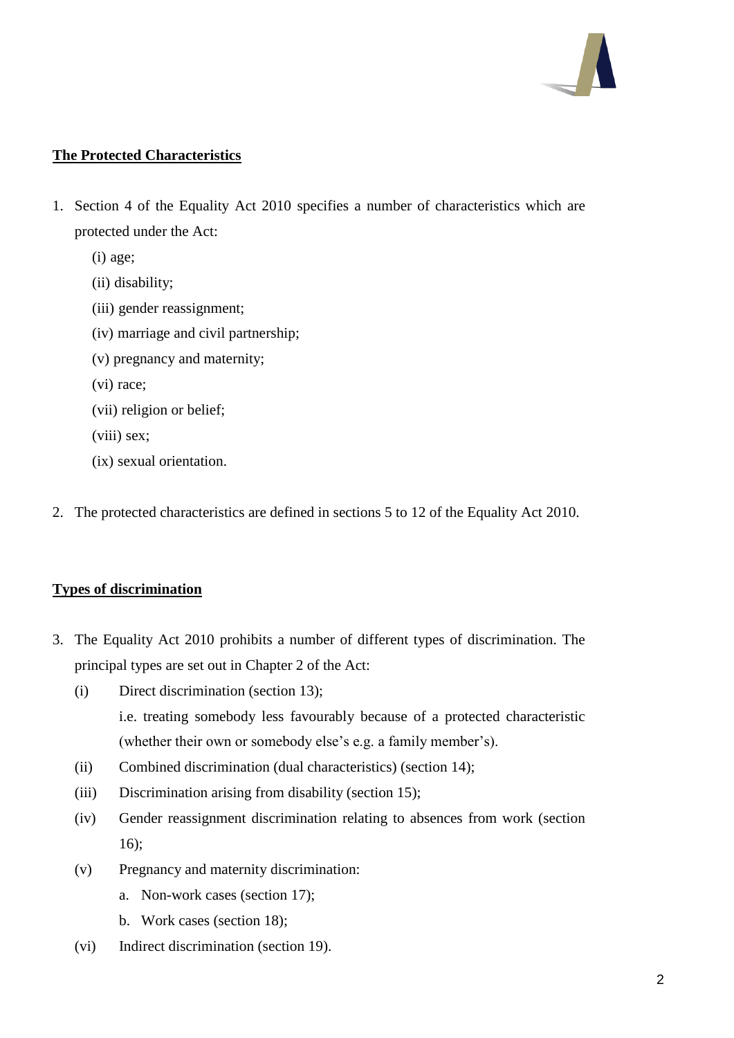**<u>The Protected Characteristics</u>**

1. Section 4 of the Equality Act 2010 specifies a number of characteristics which are protected under the Act:

   (i) age;

   (ii) disability;

   (iii) gender reassignment;

   (iv) marriage and civil partnership;

   (v) pregnancy and maternity;

   (vi) race;

   (vii) religion or belief;

   (viii) sex;

   (ix) sexual orientation.

2. The protected characteristics are defined in sections 5 to 12 of the Equality Act 2010.

**<u>Types of discrimination</u>**

3. The Equality Act 2010 prohibits a number of different types of discrimination. The principal types are set out in Chapter 2 of the Act:

   (i) Direct discrimination (section 13);
   i.e. treating somebody less favourably because of a protected characteristic (whether their own or somebody else's e.g. a family member's).

   (ii) Combined discrimination (dual characteristics) (section 14);

   (iii) Discrimination arising from disability (section 15);

   (iv) Gender reassignment discrimination relating to absences from work (section 16);

   (v) Pregnancy and maternity discrimination:

      a. Non-work cases (section 17);

      b. Work cases (section 18);

   (vi) Indirect discrimination (section 19).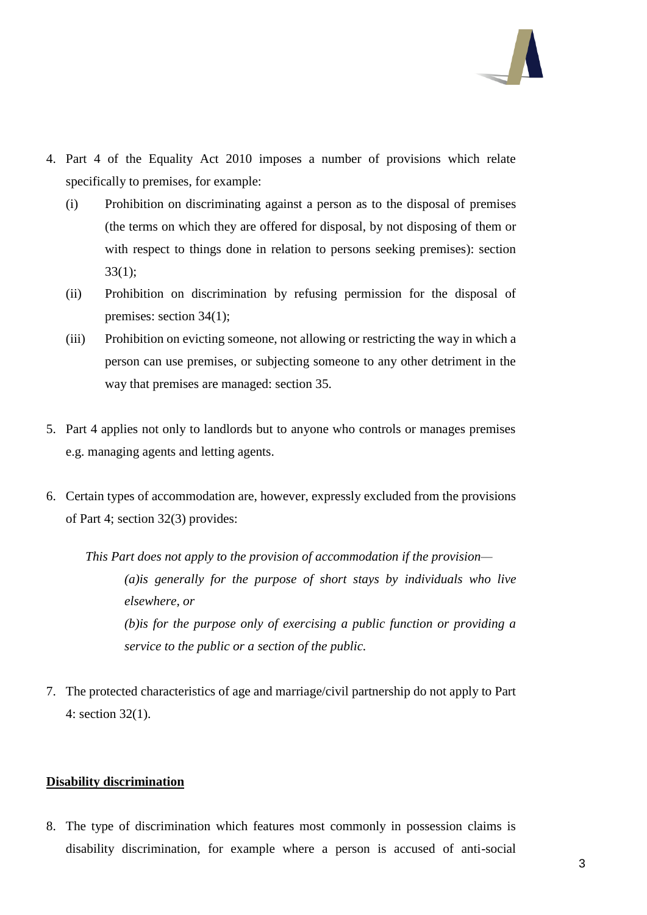4. Part 4 of the Equality Act 2010 imposes a number of provisions which relate specifically to premises, for example:

   (i) Prohibition on discriminating against a person as to the disposal of premises (the terms on which they are offered for disposal, by not disposing of them or with respect to things done in relation to persons seeking premises): section 33(1);

   (ii) Prohibition on discrimination by refusing permission for the disposal of premises: section 34(1);

   (iii) Prohibition on evicting someone, not allowing or restricting the way in which a person can use premises, or subjecting someone to any other detriment in the way that premises are managed: section 35.

5. Part 4 applies not only to landlords but to anyone who controls or manages premises e.g. managing agents and letting agents.

6. Certain types of accommodation are, however, expressly excluded from the provisions of Part 4; section 32(3) provides:

   *This Part does not apply to the provision of accommodation if the provision—*

   *(a)is generally for the purpose of short stays by individuals who live elsewhere, or*

   *(b)is for the purpose only of exercising a public function or providing a service to the public or a section of the public.*

7. The protected characteristics of age and marriage/civil partnership do not apply to Part 4: section 32(1).

**Disability discrimination**

8. The type of discrimination which features most commonly in possession claims is disability discrimination, for example where a person is accused of anti-social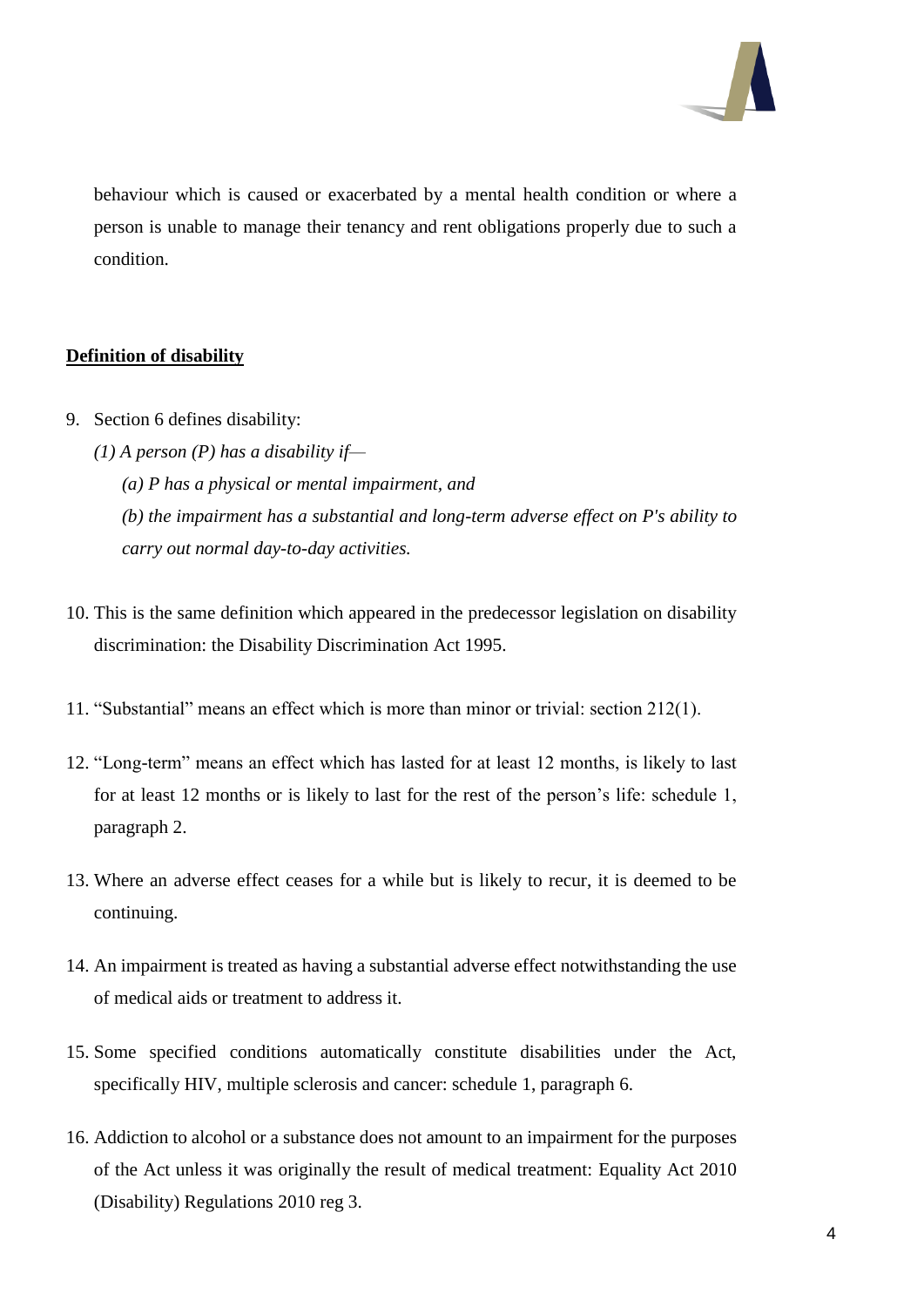behaviour which is caused or exacerbated by a mental health condition or where a person is unable to manage their tenancy and rent obligations properly due to such a condition.

**Definition of disability**

9. Section 6 defines disability:

   *(1) A person (P) has a disability if—*

   *(a) P has a physical or mental impairment, and*

   *(b) the impairment has a substantial and long-term adverse effect on P's ability to carry out normal day-to-day activities.*

10. This is the same definition which appeared in the predecessor legislation on disability discrimination: the Disability Discrimination Act 1995.

11. "Substantial" means an effect which is more than minor or trivial: section 212(1).

12. "Long-term" means an effect which has lasted for at least 12 months, is likely to last for at least 12 months or is likely to last for the rest of the person's life: schedule 1, paragraph 2.

13. Where an adverse effect ceases for a while but is likely to recur, it is deemed to be continuing.

14. An impairment is treated as having a substantial adverse effect notwithstanding the use of medical aids or treatment to address it.

15. Some specified conditions automatically constitute disabilities under the Act, specifically HIV, multiple sclerosis and cancer: schedule 1, paragraph 6.

16. Addiction to alcohol or a substance does not amount to an impairment for the purposes of the Act unless it was originally the result of medical treatment: Equality Act 2010 (Disability) Regulations 2010 reg 3.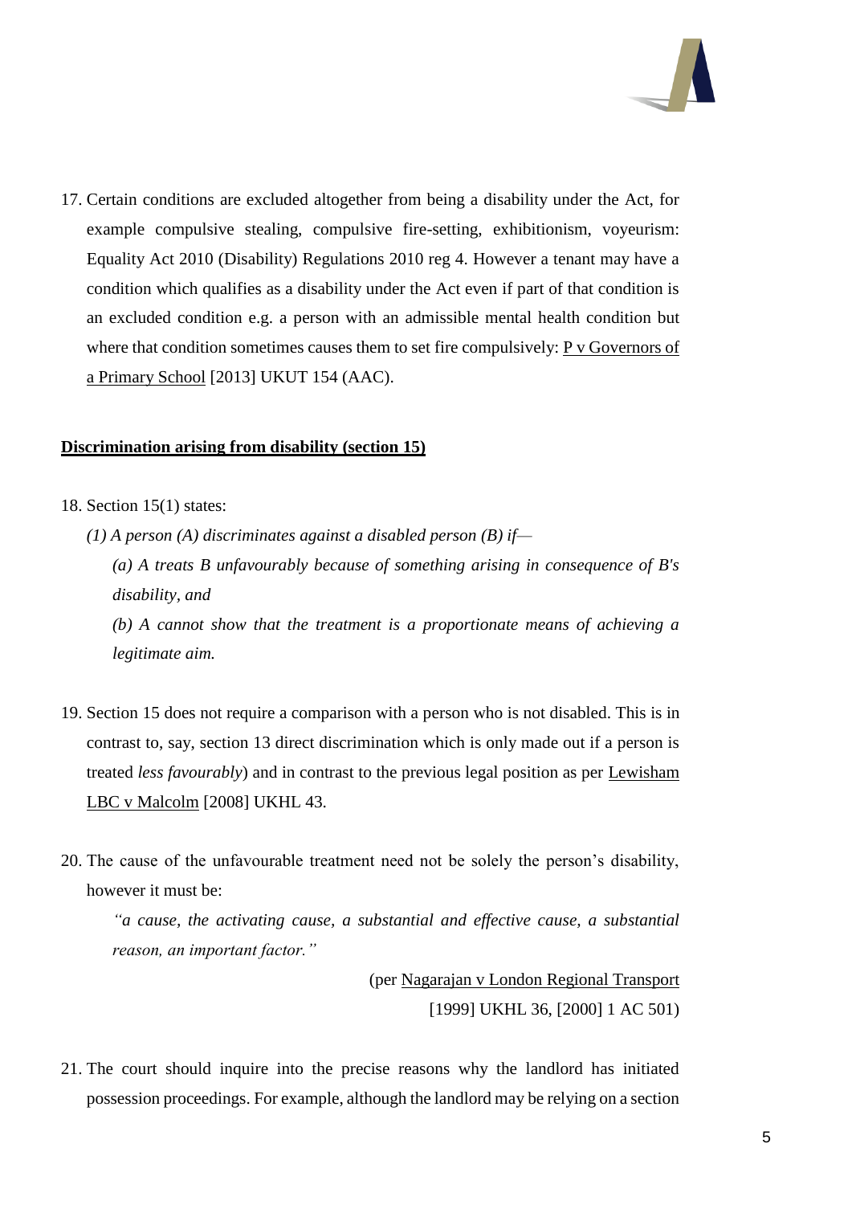17. Certain conditions are excluded altogether from being a disability under the Act, for example compulsive stealing, compulsive fire-setting, exhibitionism, voyeurism: Equality Act 2010 (Disability) Regulations 2010 reg 4. However a tenant may have a condition which qualifies as a disability under the Act even if part of that condition is an excluded condition e.g. a person with an admissible mental health condition but where that condition sometimes causes them to set fire compulsively: P v Governors of a Primary School [2013] UKUT 154 (AAC).

## **Discrimination arising from disability (section 15)**

18. Section 15(1) states:

    *(1) A person (A) discriminates against a disabled person (B) if—*

    *(a) A treats B unfavourably because of something arising in consequence of B's disability, and*

    *(b) A cannot show that the treatment is a proportionate means of achieving a legitimate aim.*

19. Section 15 does not require a comparison with a person who is not disabled. This is in contrast to, say, section 13 direct discrimination which is only made out if a person is treated *less favourably*) and in contrast to the previous legal position as per Lewisham LBC v Malcolm [2008] UKHL 43.

20. The cause of the unfavourable treatment need not be solely the person's disability, however it must be:

    *"a cause, the activating cause, a substantial and effective cause, a substantial reason, an important factor."*

    (per Nagarajan v London Regional Transport [1999] UKHL 36, [2000] 1 AC 501)

21. The court should inquire into the precise reasons why the landlord has initiated possession proceedings. For example, although the landlord may be relying on a section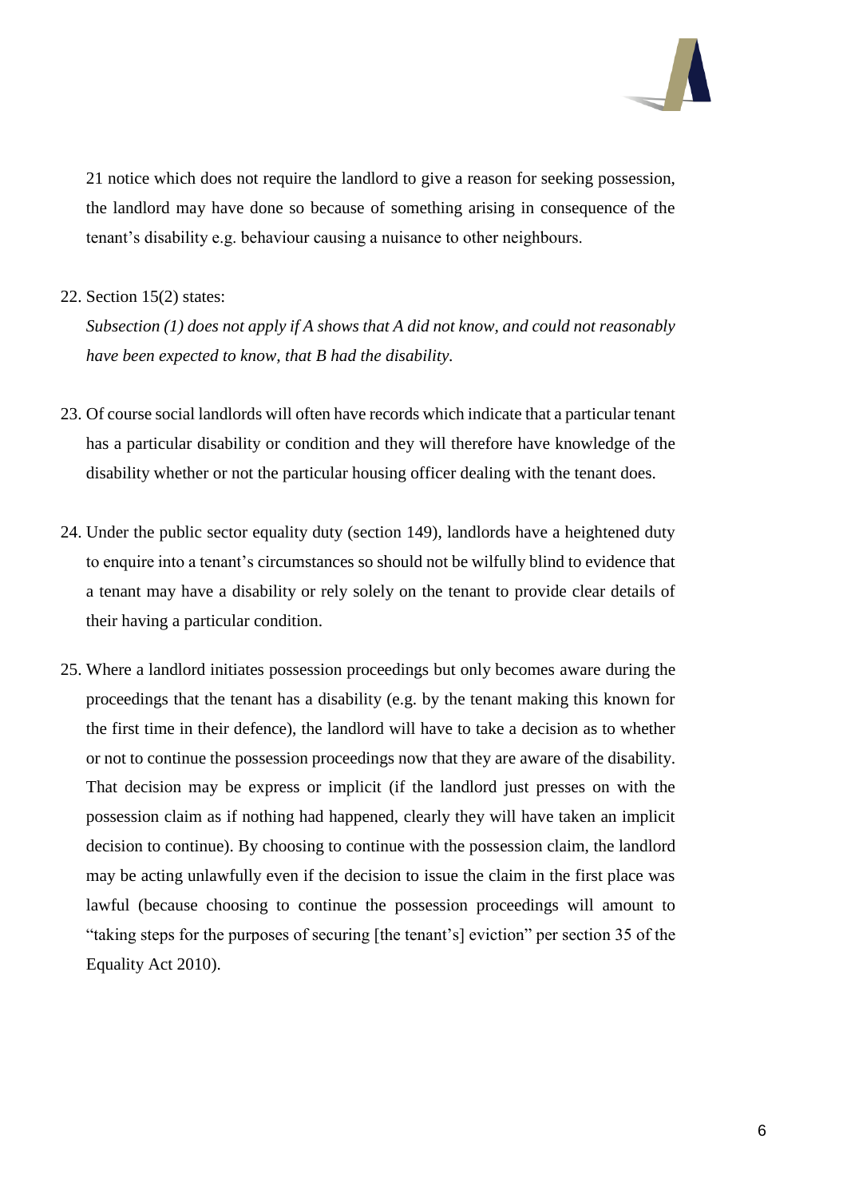21 notice which does not require the landlord to give a reason for seeking possession, the landlord may have done so because of something arising in consequence of the tenant's disability e.g. behaviour causing a nuisance to other neighbours.

22. Section 15(2) states:

    *Subsection (1) does not apply if A shows that A did not know, and could not reasonably have been expected to know, that B had the disability.*

23. Of course social landlords will often have records which indicate that a particular tenant has a particular disability or condition and they will therefore have knowledge of the disability whether or not the particular housing officer dealing with the tenant does.

24. Under the public sector equality duty (section 149), landlords have a heightened duty to enquire into a tenant's circumstances so should not be wilfully blind to evidence that a tenant may have a disability or rely solely on the tenant to provide clear details of their having a particular condition.

25. Where a landlord initiates possession proceedings but only becomes aware during the proceedings that the tenant has a disability (e.g. by the tenant making this known for the first time in their defence), the landlord will have to take a decision as to whether or not to continue the possession proceedings now that they are aware of the disability. That decision may be express or implicit (if the landlord just presses on with the possession claim as if nothing had happened, clearly they will have taken an implicit decision to continue). By choosing to continue with the possession claim, the landlord may be acting unlawfully even if the decision to issue the claim in the first place was lawful (because choosing to continue the possession proceedings will amount to "taking steps for the purposes of securing [the tenant's] eviction" per section 35 of the Equality Act 2010).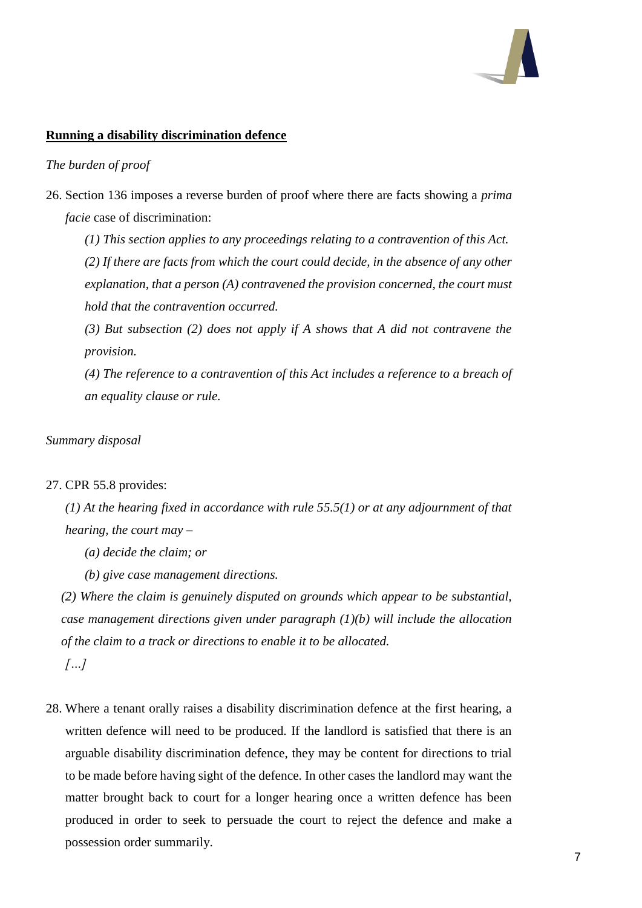**Running a disability discrimination defence**

*The burden of proof*

26. Section 136 imposes a reverse burden of proof where there are facts showing a *prima facie* case of discrimination:

    *(1) This section applies to any proceedings relating to a contravention of this Act.*

    *(2) If there are facts from which the court could decide, in the absence of any other explanation, that a person (A) contravened the provision concerned, the court must hold that the contravention occurred.*

    *(3) But subsection (2) does not apply if A shows that A did not contravene the provision.*

    *(4) The reference to a contravention of this Act includes a reference to a breach of an equality clause or rule.*

*Summary disposal*

27. CPR 55.8 provides:

    *(1) At the hearing fixed in accordance with rule 55.5(1) or at any adjournment of that hearing, the court may –*

    *(a) decide the claim; or*

    *(b) give case management directions.*

    *(2) Where the claim is genuinely disputed on grounds which appear to be substantial, case management directions given under paragraph (1)(b) will include the allocation of the claim to a track or directions to enable it to be allocated.*

    *[…]*

28. Where a tenant orally raises a disability discrimination defence at the first hearing, a written defence will need to be produced. If the landlord is satisfied that there is an arguable disability discrimination defence, they may be content for directions to trial to be made before having sight of the defence. In other cases the landlord may want the matter brought back to court for a longer hearing once a written defence has been produced in order to seek to persuade the court to reject the defence and make a possession order summarily.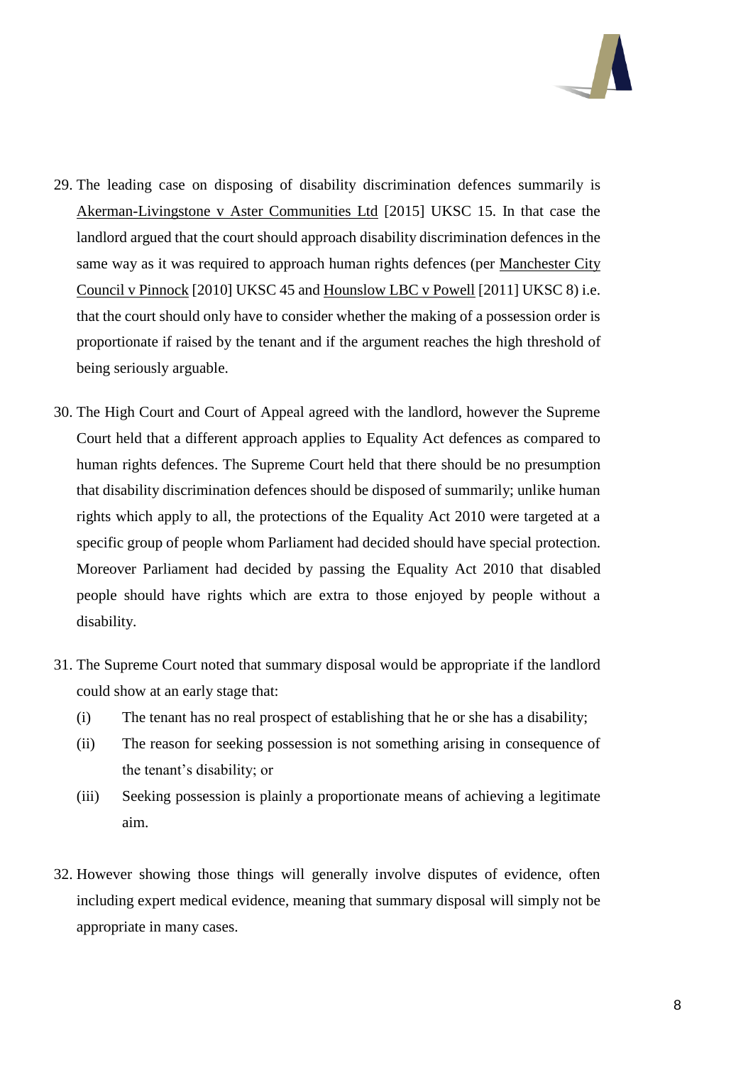29. The leading case on disposing of disability discrimination defences summarily is Akerman-Livingstone v Aster Communities Ltd [2015] UKSC 15. In that case the landlord argued that the court should approach disability discrimination defences in the same way as it was required to approach human rights defences (per Manchester City Council v Pinnock [2010] UKSC 45 and Hounslow LBC v Powell [2011] UKSC 8) i.e. that the court should only have to consider whether the making of a possession order is proportionate if raised by the tenant and if the argument reaches the high threshold of being seriously arguable.

30. The High Court and Court of Appeal agreed with the landlord, however the Supreme Court held that a different approach applies to Equality Act defences as compared to human rights defences. The Supreme Court held that there should be no presumption that disability discrimination defences should be disposed of summarily; unlike human rights which apply to all, the protections of the Equality Act 2010 were targeted at a specific group of people whom Parliament had decided should have special protection. Moreover Parliament had decided by passing the Equality Act 2010 that disabled people should have rights which are extra to those enjoyed by people without a disability.

31. The Supreme Court noted that summary disposal would be appropriate if the landlord could show at an early stage that:
    - (i) The tenant has no real prospect of establishing that he or she has a disability;
    - (ii) The reason for seeking possession is not something arising in consequence of the tenant's disability; or
    - (iii) Seeking possession is plainly a proportionate means of achieving a legitimate aim.

32. However showing those things will generally involve disputes of evidence, often including expert medical evidence, meaning that summary disposal will simply not be appropriate in many cases.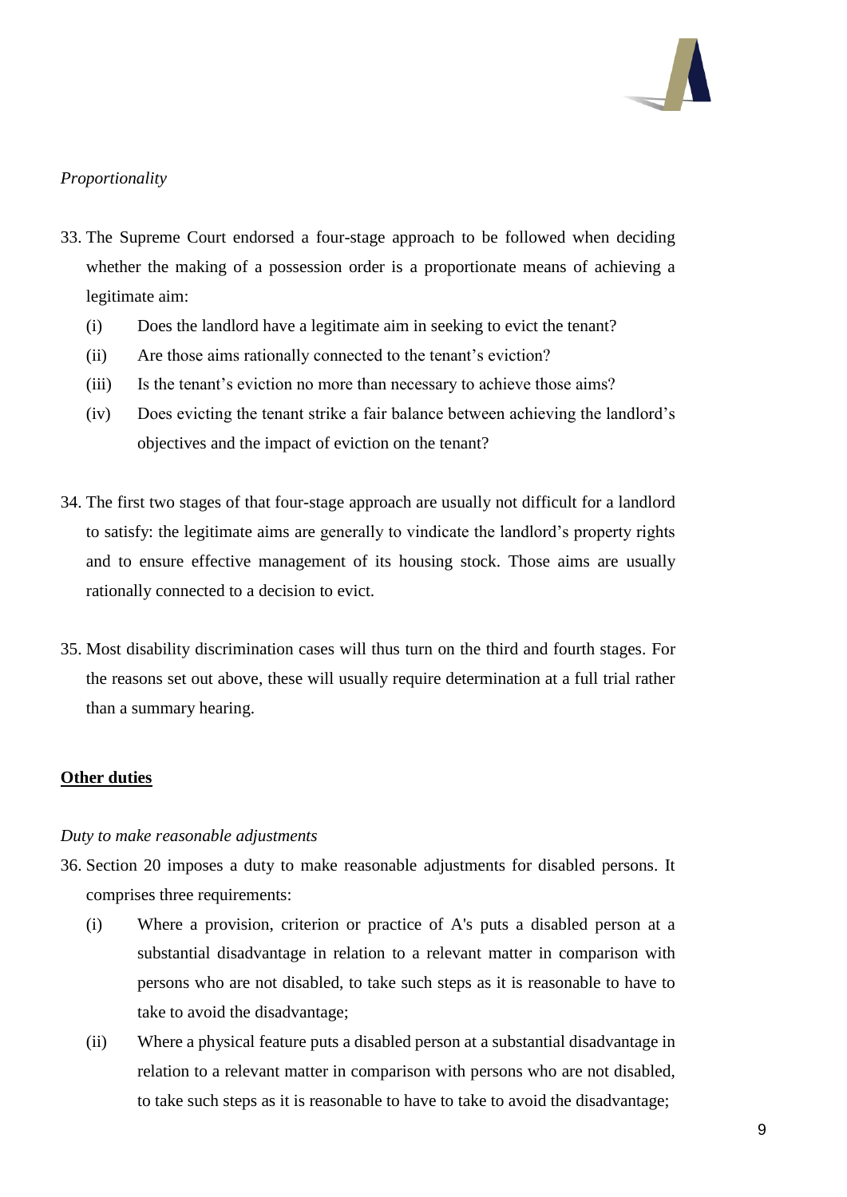*Proportionality*

33. The Supreme Court endorsed a four-stage approach to be followed when deciding whether the making of a possession order is a proportionate means of achieving a legitimate aim:
    (i) Does the landlord have a legitimate aim in seeking to evict the tenant?
    (ii) Are those aims rationally connected to the tenant's eviction?
    (iii) Is the tenant's eviction no more than necessary to achieve those aims?
    (iv) Does evicting the tenant strike a fair balance between achieving the landlord's objectives and the impact of eviction on the tenant?

34. The first two stages of that four-stage approach are usually not difficult for a landlord to satisfy: the legitimate aims are generally to vindicate the landlord's property rights and to ensure effective management of its housing stock. Those aims are usually rationally connected to a decision to evict.

35. Most disability discrimination cases will thus turn on the third and fourth stages. For the reasons set out above, these will usually require determination at a full trial rather than a summary hearing.

**<u>Other duties</u>**

*Duty to make reasonable adjustments*

36. Section 20 imposes a duty to make reasonable adjustments for disabled persons. It comprises three requirements:
    (i) Where a provision, criterion or practice of A's puts a disabled person at a substantial disadvantage in relation to a relevant matter in comparison with persons who are not disabled, to take such steps as it is reasonable to have to take to avoid the disadvantage;
    (ii) Where a physical feature puts a disabled person at a substantial disadvantage in relation to a relevant matter in comparison with persons who are not disabled, to take such steps as it is reasonable to have to take to avoid the disadvantage;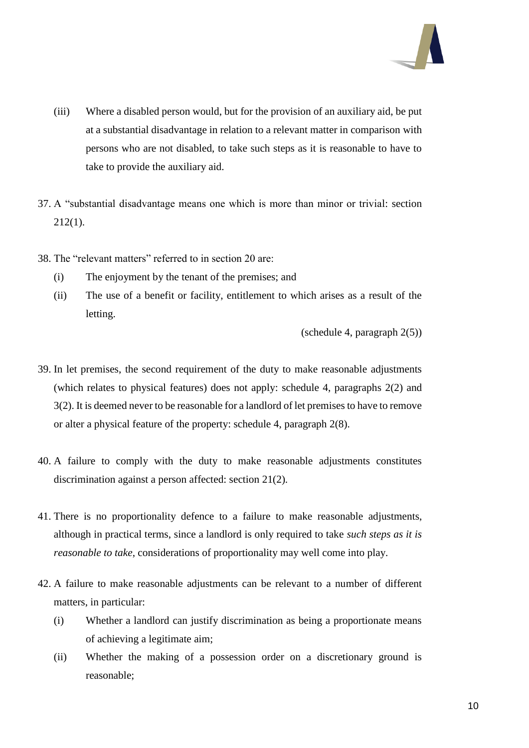(iii) Where a disabled person would, but for the provision of an auxiliary aid, be put at a substantial disadvantage in relation to a relevant matter in comparison with persons who are not disabled, to take such steps as it is reasonable to have to take to provide the auxiliary aid.

37. A "substantial disadvantage means one which is more than minor or trivial: section 212(1).

38. The "relevant matters" referred to in section 20 are:

    (i) The enjoyment by the tenant of the premises; and

    (ii) The use of a benefit or facility, entitlement to which arises as a result of the letting.

    (schedule 4, paragraph 2(5))

39. In let premises, the second requirement of the duty to make reasonable adjustments (which relates to physical features) does not apply: schedule 4, paragraphs 2(2) and 3(2). It is deemed never to be reasonable for a landlord of let premises to have to remove or alter a physical feature of the property: schedule 4, paragraph 2(8).

40. A failure to comply with the duty to make reasonable adjustments constitutes discrimination against a person affected: section 21(2).

41. There is no proportionality defence to a failure to make reasonable adjustments, although in practical terms, since a landlord is only required to take *such steps as it is reasonable to take*, considerations of proportionality may well come into play.

42. A failure to make reasonable adjustments can be relevant to a number of different matters, in particular:

    (i) Whether a landlord can justify discrimination as being a proportionate means of achieving a legitimate aim;

    (ii) Whether the making of a possession order on a discretionary ground is reasonable;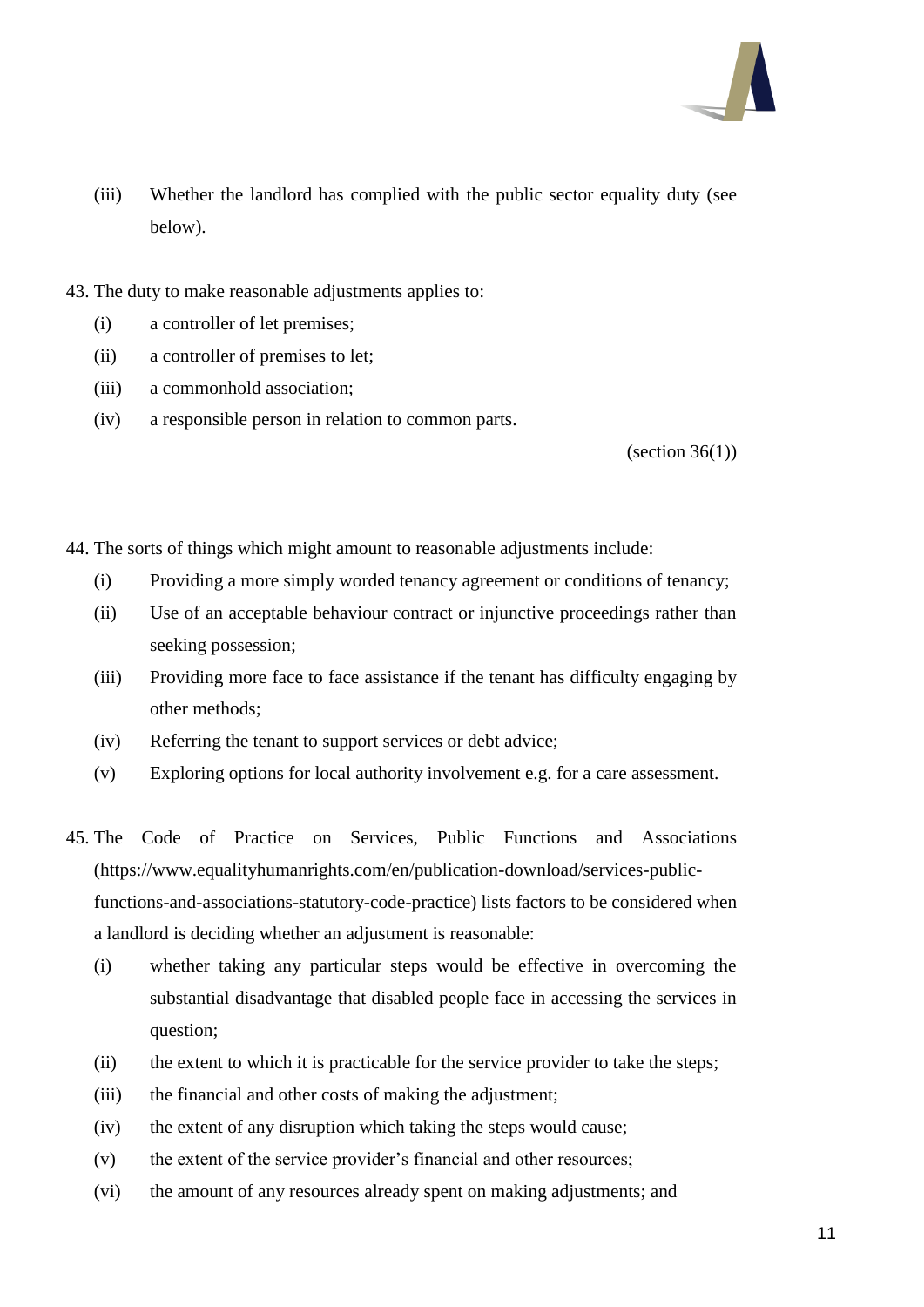(iii) Whether the landlord has complied with the public sector equality duty (see below).

43. The duty to make reasonable adjustments applies to:

(i) a controller of let premises;

(ii) a controller of premises to let;

(iii) a commonhold association;

(iv) a responsible person in relation to common parts.

(section 36(1))

44. The sorts of things which might amount to reasonable adjustments include:

(i) Providing a more simply worded tenancy agreement or conditions of tenancy;

(ii) Use of an acceptable behaviour contract or injunctive proceedings rather than seeking possession;

(iii) Providing more face to face assistance if the tenant has difficulty engaging by other methods;

(iv) Referring the tenant to support services or debt advice;

(v) Exploring options for local authority involvement e.g. for a care assessment.

45. The Code of Practice on Services, Public Functions and Associations (https://www.equalityhumanrights.com/en/publication-download/services-public-functions-and-associations-statutory-code-practice) lists factors to be considered when a landlord is deciding whether an adjustment is reasonable:

(i) whether taking any particular steps would be effective in overcoming the substantial disadvantage that disabled people face in accessing the services in question;

(ii) the extent to which it is practicable for the service provider to take the steps;

(iii) the financial and other costs of making the adjustment;

(iv) the extent of any disruption which taking the steps would cause;

(v) the extent of the service provider's financial and other resources;

(vi) the amount of any resources already spent on making adjustments; and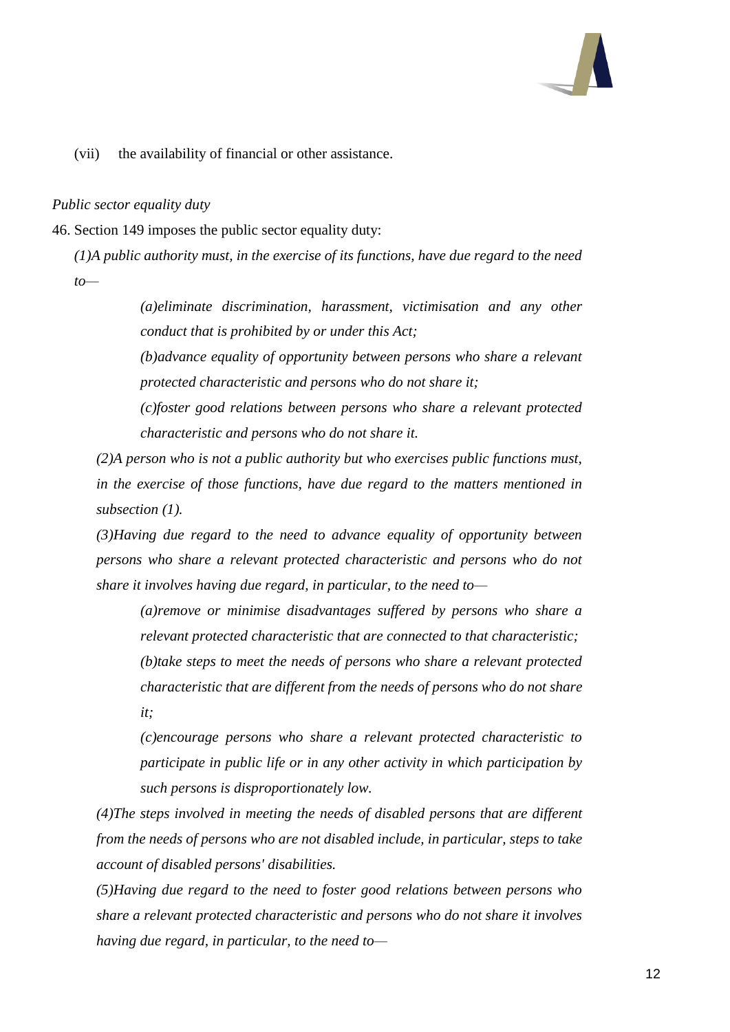(vii) the availability of financial or other assistance.

*Public sector equality duty*

46. Section 149 imposes the public sector equality duty:

*(1)A public authority must, in the exercise of its functions, have due regard to the need to—*

> *(a)eliminate discrimination, harassment, victimisation and any other conduct that is prohibited by or under this Act;*
>
> *(b)advance equality of opportunity between persons who share a relevant protected characteristic and persons who do not share it;*
>
> *(c)foster good relations between persons who share a relevant protected characteristic and persons who do not share it.*

*(2)A person who is not a public authority but who exercises public functions must, in the exercise of those functions, have due regard to the matters mentioned in subsection (1).*

*(3)Having due regard to the need to advance equality of opportunity between persons who share a relevant protected characteristic and persons who do not share it involves having due regard, in particular, to the need to—*

> *(a)remove or minimise disadvantages suffered by persons who share a relevant protected characteristic that are connected to that characteristic;*
>
> *(b)take steps to meet the needs of persons who share a relevant protected characteristic that are different from the needs of persons who do not share it;*
>
> *(c)encourage persons who share a relevant protected characteristic to participate in public life or in any other activity in which participation by such persons is disproportionately low.*

*(4)The steps involved in meeting the needs of disabled persons that are different from the needs of persons who are not disabled include, in particular, steps to take account of disabled persons' disabilities.*

*(5)Having due regard to the need to foster good relations between persons who share a relevant protected characteristic and persons who do not share it involves having due regard, in particular, to the need to—*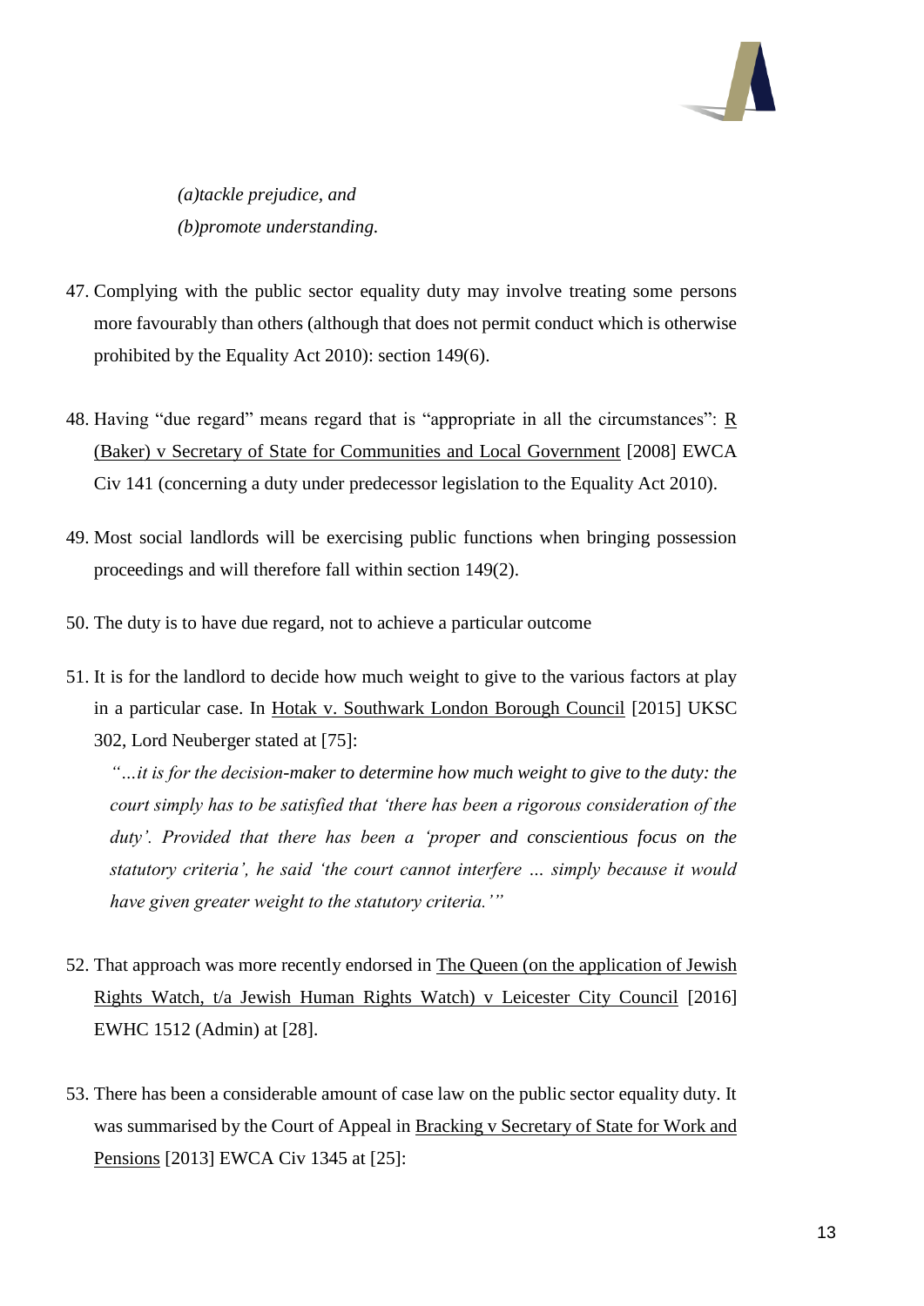*(a)tackle prejudice, and*
*(b)promote understanding.*

47. Complying with the public sector equality duty may involve treating some persons more favourably than others (although that does not permit conduct which is otherwise prohibited by the Equality Act 2010): section 149(6).

48. Having "due regard" means regard that is "appropriate in all the circumstances": R (Baker) v Secretary of State for Communities and Local Government [2008] EWCA Civ 141 (concerning a duty under predecessor legislation to the Equality Act 2010).

49. Most social landlords will be exercising public functions when bringing possession proceedings and will therefore fall within section 149(2).

50. The duty is to have due regard, not to achieve a particular outcome

51. It is for the landlord to decide how much weight to give to the various factors at play in a particular case. In Hotak v. Southwark London Borough Council [2015] UKSC 302, Lord Neuberger stated at [75]:

    *"…it is for the decision-maker to determine how much weight to give to the duty: the court simply has to be satisfied that 'there has been a rigorous consideration of the duty'. Provided that there has been a 'proper and conscientious focus on the statutory criteria', he said 'the court cannot interfere … simply because it would have given greater weight to the statutory criteria.'"*

52. That approach was more recently endorsed in The Queen (on the application of Jewish Rights Watch, t/a Jewish Human Rights Watch) v Leicester City Council [2016] EWHC 1512 (Admin) at [28].

53. There has been a considerable amount of case law on the public sector equality duty. It was summarised by the Court of Appeal in Bracking v Secretary of State for Work and Pensions [2013] EWCA Civ 1345 at [25]: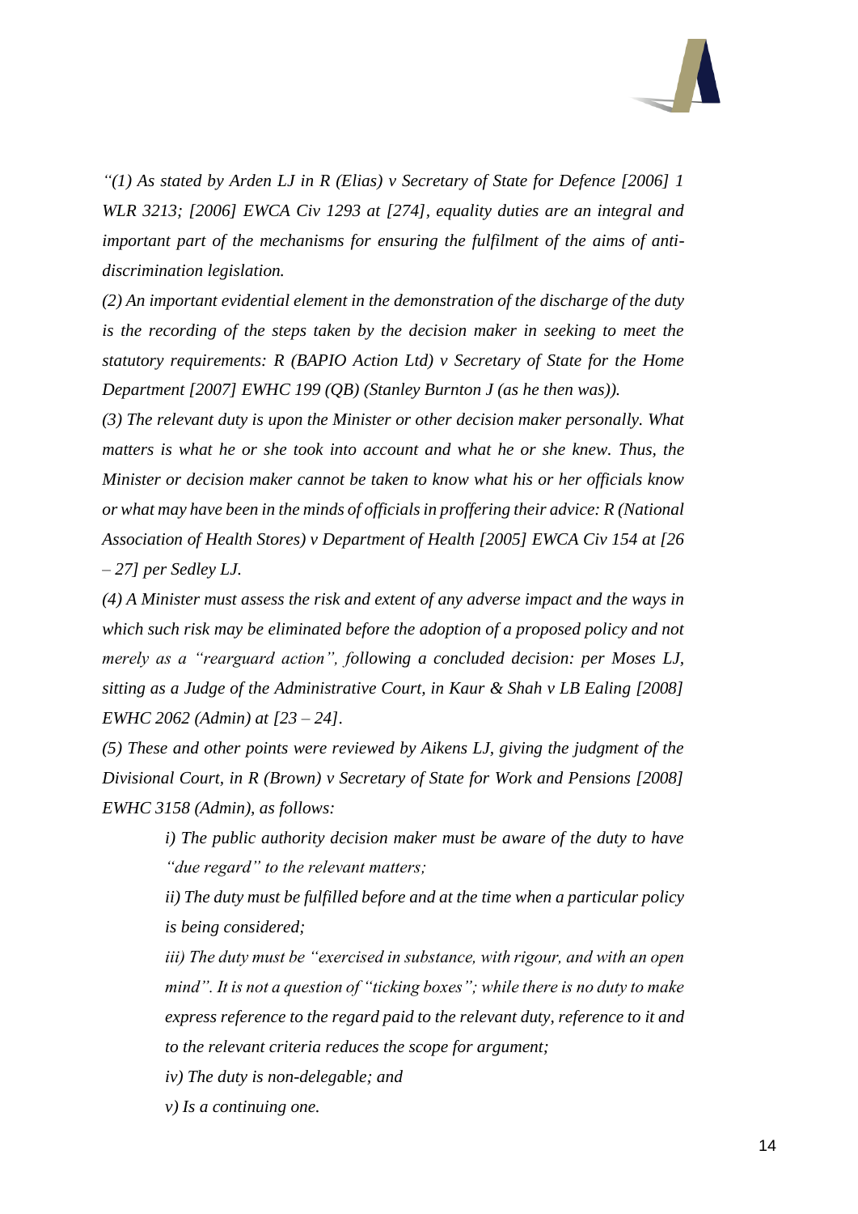*"(1) As stated by Arden LJ in R (Elias) v Secretary of State for Defence [2006] 1 WLR 3213; [2006] EWCA Civ 1293 at [274], equality duties are an integral and important part of the mechanisms for ensuring the fulfilment of the aims of anti-discrimination legislation.*

*(2) An important evidential element in the demonstration of the discharge of the duty is the recording of the steps taken by the decision maker in seeking to meet the statutory requirements: R (BAPIO Action Ltd) v Secretary of State for the Home Department [2007] EWHC 199 (QB) (Stanley Burnton J (as he then was)).*

*(3) The relevant duty is upon the Minister or other decision maker personally. What matters is what he or she took into account and what he or she knew. Thus, the Minister or decision maker cannot be taken to know what his or her officials know or what may have been in the minds of officials in proffering their advice: R (National Association of Health Stores) v Department of Health [2005] EWCA Civ 154 at [26 – 27] per Sedley LJ.*

*(4) A Minister must assess the risk and extent of any adverse impact and the ways in which such risk may be eliminated before the adoption of a proposed policy and not merely as a "rearguard action", following a concluded decision: per Moses LJ, sitting as a Judge of the Administrative Court, in Kaur & Shah v LB Ealing [2008] EWHC 2062 (Admin) at [23 – 24].*

*(5) These and other points were reviewed by Aikens LJ, giving the judgment of the Divisional Court, in R (Brown) v Secretary of State for Work and Pensions [2008] EWHC 3158 (Admin), as follows:*

> *i) The public authority decision maker must be aware of the duty to have "due regard" to the relevant matters;*
>
> *ii) The duty must be fulfilled before and at the time when a particular policy is being considered;*
>
> *iii) The duty must be "exercised in substance, with rigour, and with an open mind". It is not a question of "ticking boxes"; while there is no duty to make express reference to the regard paid to the relevant duty, reference to it and to the relevant criteria reduces the scope for argument;*
>
> *iv) The duty is non-delegable; and*
>
> *v) Is a continuing one.*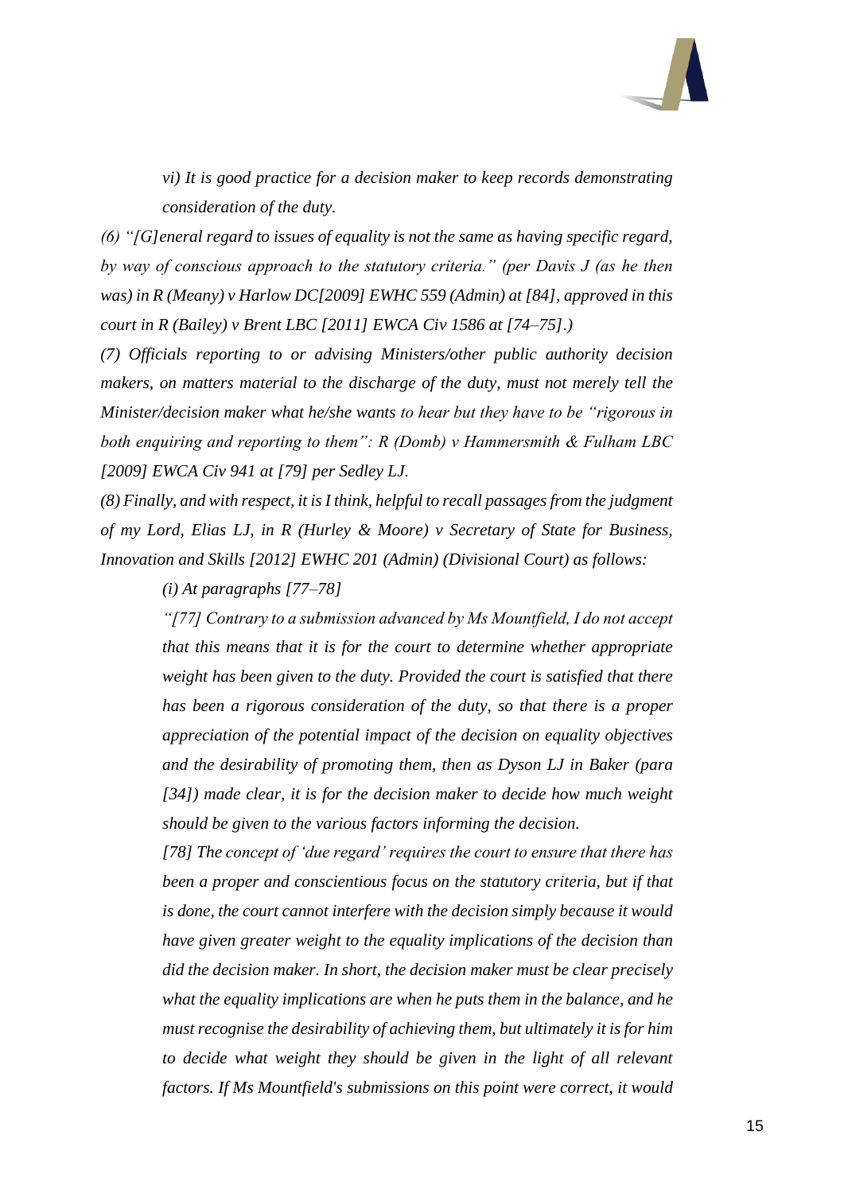*vi) It is good practice for a decision maker to keep records demonstrating consideration of the duty.*

*(6) "[G]eneral regard to issues of equality is not the same as having specific regard, by way of conscious approach to the statutory criteria." (per Davis J (as he then was) in R (Meany) v Harlow DC[2009] EWHC 559 (Admin) at [84], approved in this court in R (Bailey) v Brent LBC [2011] EWCA Civ 1586 at [74–75].)*

*(7) Officials reporting to or advising Ministers/other public authority decision makers, on matters material to the discharge of the duty, must not merely tell the Minister/decision maker what he/she wants to hear but they have to be "rigorous in both enquiring and reporting to them": R (Domb) v Hammersmith & Fulham LBC [2009] EWCA Civ 941 at [79] per Sedley LJ.*

*(8) Finally, and with respect, it is I think, helpful to recall passages from the judgment of my Lord, Elias LJ, in R (Hurley & Moore) v Secretary of State for Business, Innovation and Skills [2012] EWHC 201 (Admin) (Divisional Court) as follows:*

*(i) At paragraphs [77–78]*

*"[77] Contrary to a submission advanced by Ms Mountfield, I do not accept that this means that it is for the court to determine whether appropriate weight has been given to the duty. Provided the court is satisfied that there has been a rigorous consideration of the duty, so that there is a proper appreciation of the potential impact of the decision on equality objectives and the desirability of promoting them, then as Dyson LJ in Baker (para [34]) made clear, it is for the decision maker to decide how much weight should be given to the various factors informing the decision.*

*[78] The concept of 'due regard' requires the court to ensure that there has been a proper and conscientious focus on the statutory criteria, but if that is done, the court cannot interfere with the decision simply because it would have given greater weight to the equality implications of the decision than did the decision maker. In short, the decision maker must be clear precisely what the equality implications are when he puts them in the balance, and he must recognise the desirability of achieving them, but ultimately it is for him to decide what weight they should be given in the light of all relevant factors. If Ms Mountfield's submissions on this point were correct, it would*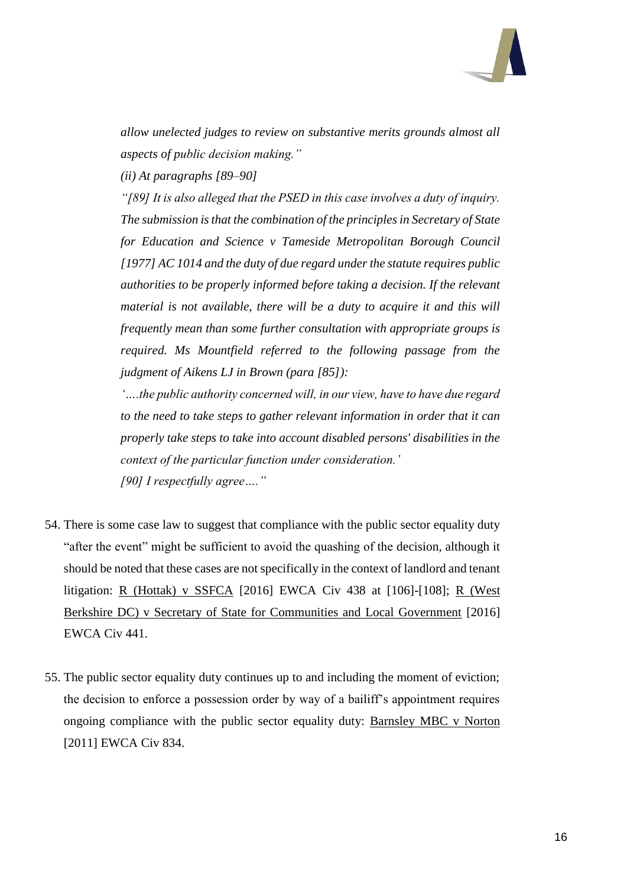*allow unelected judges to review on substantive merits grounds almost all aspects of public decision making."*

*(ii) At paragraphs [89–90]*

*"[89] It is also alleged that the PSED in this case involves a duty of inquiry. The submission is that the combination of the principles in Secretary of State for Education and Science v Tameside Metropolitan Borough Council [1977] AC 1014 and the duty of due regard under the statute requires public authorities to be properly informed before taking a decision. If the relevant material is not available, there will be a duty to acquire it and this will frequently mean than some further consultation with appropriate groups is required. Ms Mountfield referred to the following passage from the judgment of Aikens LJ in Brown (para [85]):*

*'….the public authority concerned will, in our view, have to have due regard to the need to take steps to gather relevant information in order that it can properly take steps to take into account disabled persons' disabilities in the context of the particular function under consideration.'*

*[90] I respectfully agree…."*

54. There is some case law to suggest that compliance with the public sector equality duty "after the event" might be sufficient to avoid the quashing of the decision, although it should be noted that these cases are not specifically in the context of landlord and tenant litigation: R (Hottak) v SSFCA [2016] EWCA Civ 438 at [106]-[108]; R (West Berkshire DC) v Secretary of State for Communities and Local Government [2016] EWCA Civ 441.

55. The public sector equality duty continues up to and including the moment of eviction; the decision to enforce a possession order by way of a bailiff's appointment requires ongoing compliance with the public sector equality duty: Barnsley MBC v Norton [2011] EWCA Civ 834.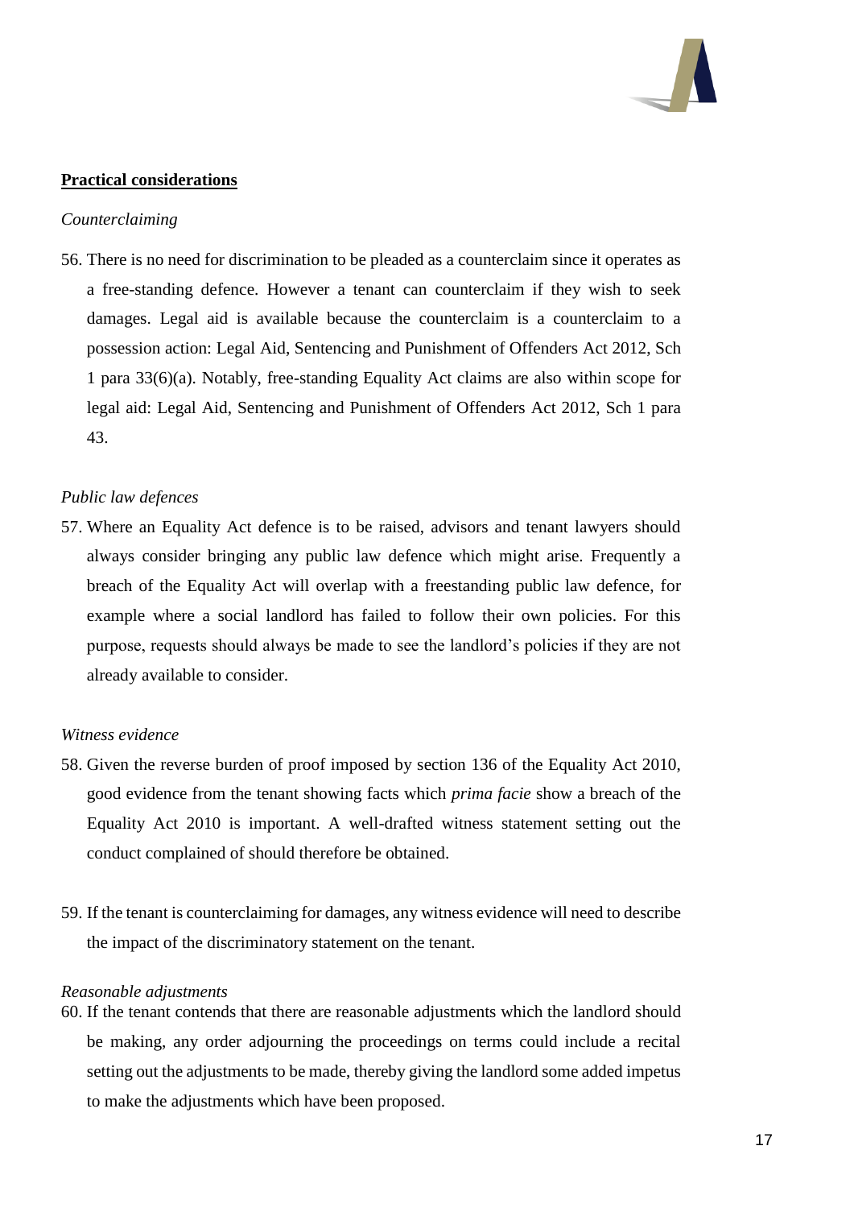## Practical considerations

*Counterclaiming*

56. There is no need for discrimination to be pleaded as a counterclaim since it operates as a free-standing defence. However a tenant can counterclaim if they wish to seek damages. Legal aid is available because the counterclaim is a counterclaim to a possession action: Legal Aid, Sentencing and Punishment of Offenders Act 2012, Sch 1 para 33(6)(a). Notably, free-standing Equality Act claims are also within scope for legal aid: Legal Aid, Sentencing and Punishment of Offenders Act 2012, Sch 1 para 43.

*Public law defences*

57. Where an Equality Act defence is to be raised, advisors and tenant lawyers should always consider bringing any public law defence which might arise. Frequently a breach of the Equality Act will overlap with a freestanding public law defence, for example where a social landlord has failed to follow their own policies. For this purpose, requests should always be made to see the landlord's policies if they are not already available to consider.

*Witness evidence*

58. Given the reverse burden of proof imposed by section 136 of the Equality Act 2010, good evidence from the tenant showing facts which *prima facie* show a breach of the Equality Act 2010 is important. A well-drafted witness statement setting out the conduct complained of should therefore be obtained.

59. If the tenant is counterclaiming for damages, any witness evidence will need to describe the impact of the discriminatory statement on the tenant.

*Reasonable adjustments*

60. If the tenant contends that there are reasonable adjustments which the landlord should be making, any order adjourning the proceedings on terms could include a recital setting out the adjustments to be made, thereby giving the landlord some added impetus to make the adjustments which have been proposed.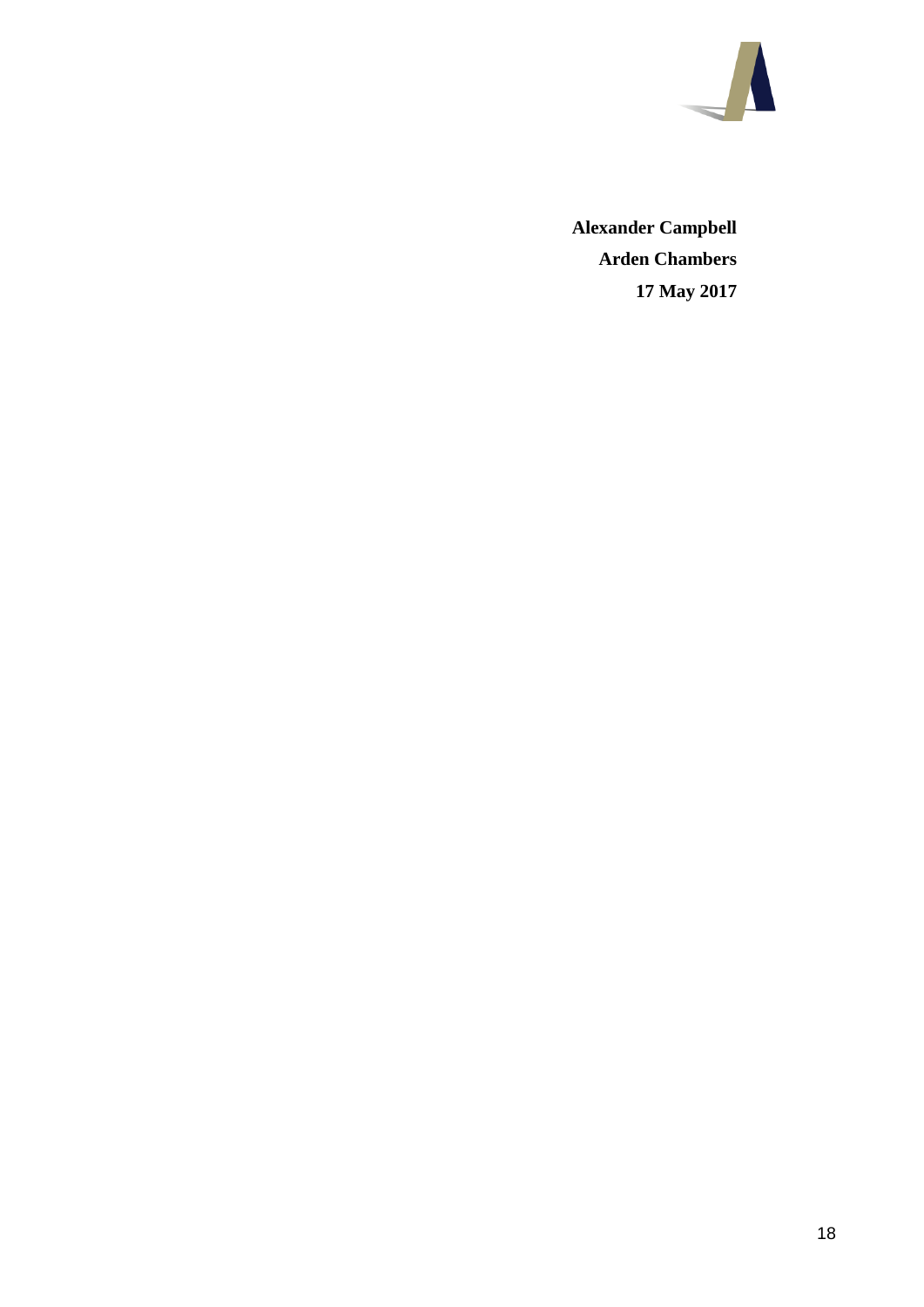**Alexander Campbell**

**Arden Chambers**

**17 May 2017**